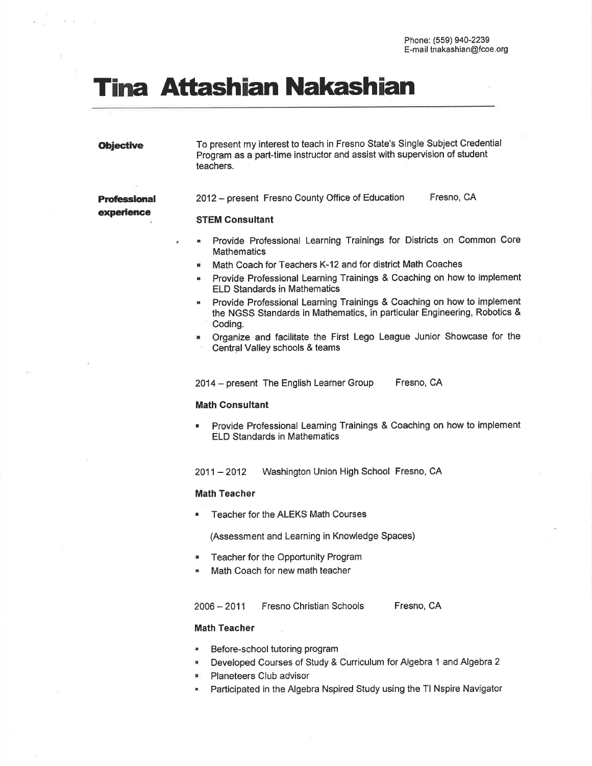Phone: (559) 940-2239
E-mail tnakashian@fcoe.org

# Tina Attashian Nakashian

**Objective**

To present my interest to teach in Fresno State's Single Subject Credential Program as a part-time instructor and assist with supervision of student teachers.

**Professional experience**

2012 – present Fresno County Office of Education Fresno, CA

**STEM Consultant**

- Provide Professional Learning Trainings for Districts on Common Core Mathematics
- Math Coach for Teachers K-12 and for district Math Coaches
- Provide Professional Learning Trainings & Coaching on how to implement ELD Standards in Mathematics
- Provide Professional Learning Trainings & Coaching on how to implement the NGSS Standards in Mathematics, in particular Engineering, Robotics & Coding.
- Organize and facilitate the First Lego League Junior Showcase for the Central Valley schools & teams

2014 – present The English Learner Group Fresno, CA

**Math Consultant**

- Provide Professional Learning Trainings & Coaching on how to implement ELD Standards in Mathematics

2011 – 2012 Washington Union High School Fresno, CA

**Math Teacher**

- Teacher for the ALEKS Math Courses

  (Assessment and Learning in Knowledge Spaces)

- Teacher for the Opportunity Program
- Math Coach for new math teacher

2006 – 2011 Fresno Christian Schools Fresno, CA

**Math Teacher**

- Before-school tutoring program
- Developed Courses of Study & Curriculum for Algebra 1 and Algebra 2
- Planeteers Club advisor
- Participated in the Algebra Nspired Study using the TI Nspire Navigator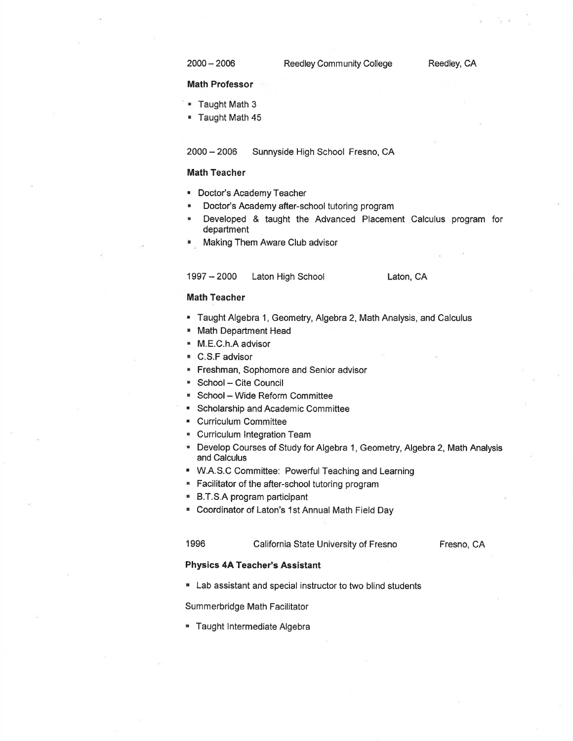2000 – 2006 Reedley Community College Reedley, CA

**Math Professor**

- Taught Math 3
- Taught Math 45

2000 – 2006 Sunnyside High School Fresno, CA

**Math Teacher**

- Doctor's Academy Teacher
- Doctor's Academy after-school tutoring program
- Developed & taught the Advanced Placement Calculus program for department
- Making Them Aware Club advisor

1997 – 2000 Laton High School Laton, CA

**Math Teacher**

- Taught Algebra 1, Geometry, Algebra 2, Math Analysis, and Calculus
- Math Department Head
- M.E.C.h.A advisor
- C.S.F advisor
- Freshman, Sophomore and Senior advisor
- School – Cite Council
- School – Wide Reform Committee
- Scholarship and Academic Committee
- Curriculum Committee
- Curriculum Integration Team
- Develop Courses of Study for Algebra 1, Geometry, Algebra 2, Math Analysis and Calculus
- W.A.S.C Committee: Powerful Teaching and Learning
- Facilitator of the after-school tutoring program
- B.T.S.A program participant
- Coordinator of Laton's 1st Annual Math Field Day

1996 California State University of Fresno Fresno, CA

**Physics 4A Teacher's Assistant**

- Lab assistant and special instructor to two blind students

Summerbridge Math Facilitator

- Taught Intermediate Algebra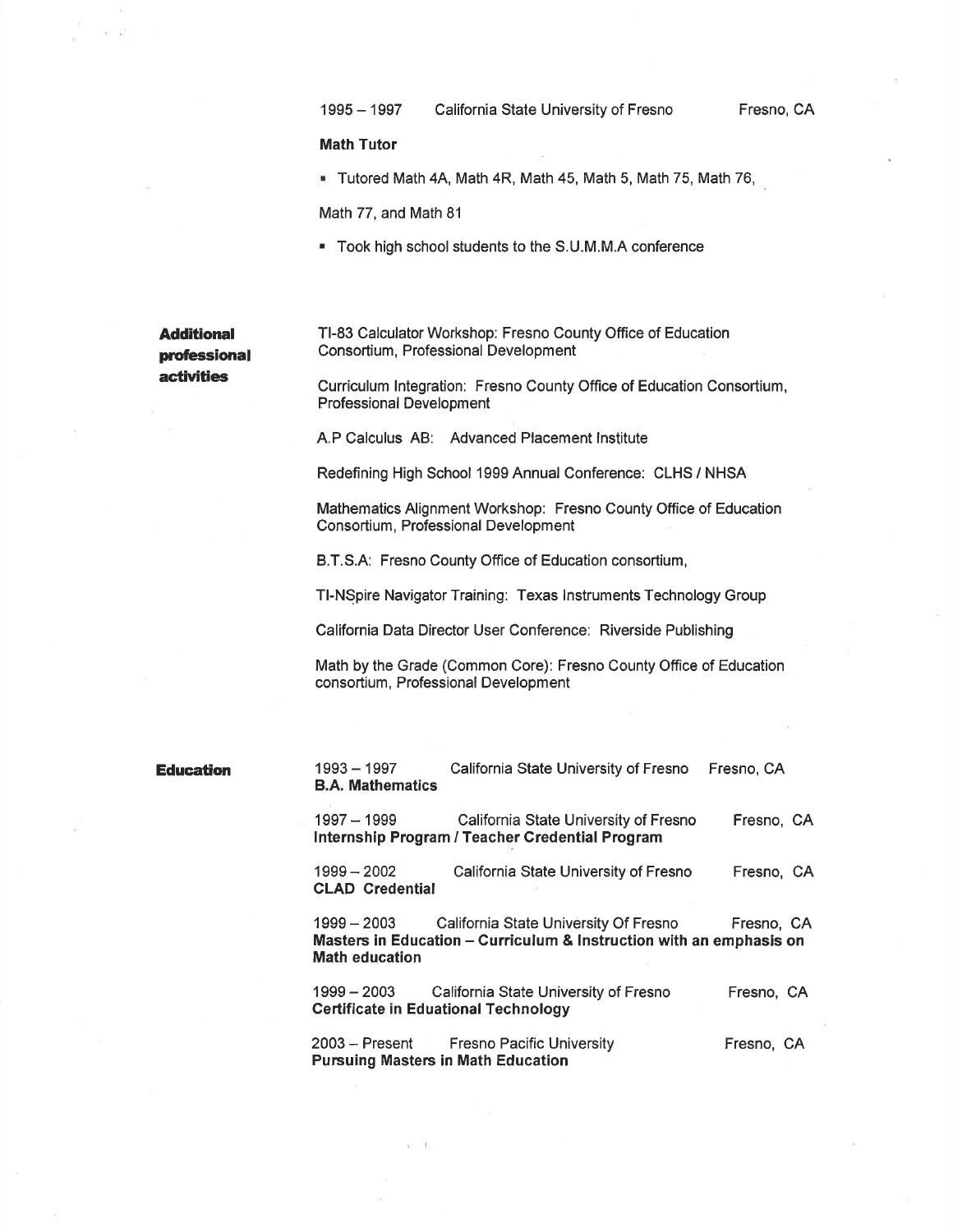1995 – 1997 California State University of Fresno Fresno, CA

**Math Tutor**

- Tutored Math 4A, Math 4R, Math 45, Math 5, Math 75, Math 76, Math 77, and Math 81
- Took high school students to the S.U.M.M.A conference

## Additional professional activities

TI-83 Calculator Workshop: Fresno County Office of Education Consortium, Professional Development

Curriculum Integration: Fresno County Office of Education Consortium, Professional Development

A.P Calculus AB: Advanced Placement Institute

Redefining High School 1999 Annual Conference: CLHS / NHSA

Mathematics Alignment Workshop: Fresno County Office of Education Consortium, Professional Development

B.T.S.A: Fresno County Office of Education consortium,

TI-NSpire Navigator Training: Texas Instruments Technology Group

California Data Director User Conference: Riverside Publishing

Math by the Grade (Common Core): Fresno County Office of Education consortium, Professional Development

## Education

1993 – 1997 California State University of Fresno Fresno, CA
**B.A. Mathematics**

1997 – 1999 California State University of Fresno Fresno, CA
**Internship Program / Teacher Credential Program**

1999 – 2002 California State University of Fresno Fresno, CA
**CLAD Credential**

1999 – 2003 California State University Of Fresno Fresno, CA
**Masters in Education – Curriculum & Instruction with an emphasis on Math education**

1999 – 2003 California State University of Fresno Fresno, CA
**Certificate in Eduational Technology**

2003 – Present Fresno Pacific University Fresno, CA
**Pursuing Masters in Math Education**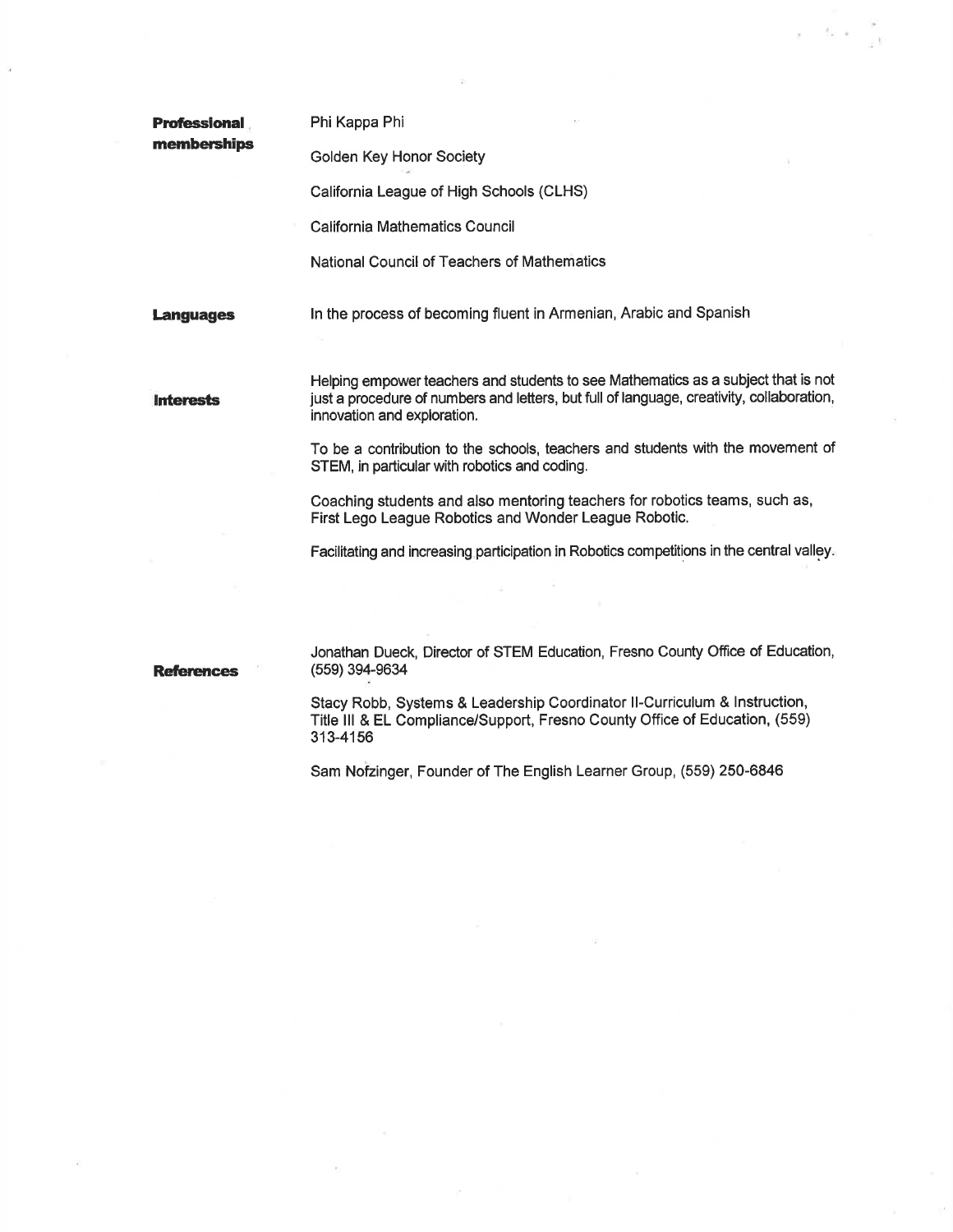## Professional memberships

Phi Kappa Phi

Golden Key Honor Society

California League of High Schools (CLHS)

California Mathematics Council

National Council of Teachers of Mathematics

## Languages

In the process of becoming fluent in Armenian, Arabic and Spanish

## Interests

Helping empower teachers and students to see Mathematics as a subject that is not just a procedure of numbers and letters, but full of language, creativity, collaboration, innovation and exploration.

To be a contribution to the schools, teachers and students with the movement of STEM, in particular with robotics and coding.

Coaching students and also mentoring teachers for robotics teams, such as, First Lego League Robotics and Wonder League Robotic.

Facilitating and increasing participation in Robotics competitions in the central valley.

## References

Jonathan Dueck, Director of STEM Education, Fresno County Office of Education, (559) 394-9634

Stacy Robb, Systems & Leadership Coordinator II-Curriculum & Instruction, Title III & EL Compliance/Support, Fresno County Office of Education, (559) 313-4156

Sam Nofzinger, Founder of The English Learner Group, (559) 250-6846